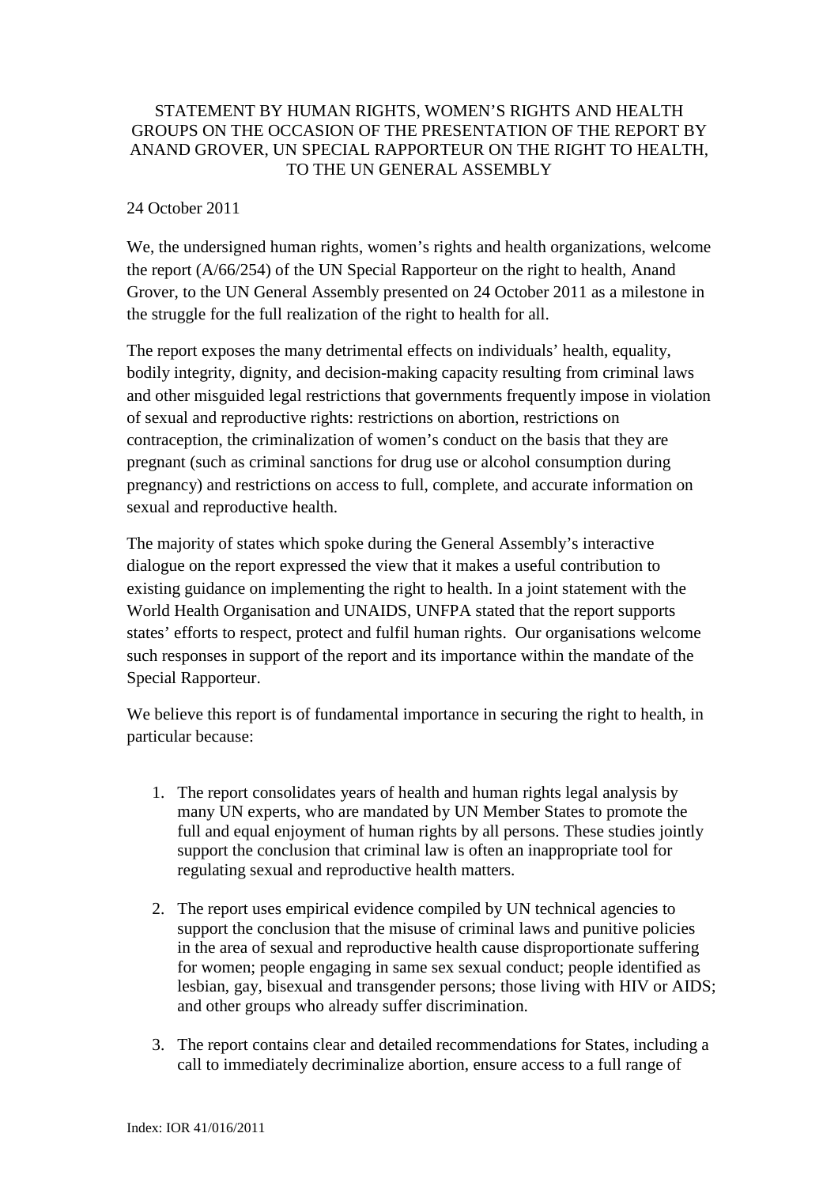# STATEMENT BY HUMAN RIGHTS, WOMEN'S RIGHTS AND HEALTH GROUPS ON THE OCCASION OF THE PRESENTATION OF THE REPORT BY ANAND GROVER, UN SPECIAL RAPPORTEUR ON THE RIGHT TO HEALTH, TO THE UN GENERAL ASSEMBLY

24 October 2011

We, the undersigned human rights, women's rights and health organizations, welcome the report (A/66/254) of the UN Special Rapporteur on the right to health, Anand Grover, to the UN General Assembly presented on 24 October 2011 as a milestone in the struggle for the full realization of the right to health for all.

The report exposes the many detrimental effects on individuals' health, equality, bodily integrity, dignity, and decision-making capacity resulting from criminal laws and other misguided legal restrictions that governments frequently impose in violation of sexual and reproductive rights: restrictions on abortion, restrictions on contraception, the criminalization of women's conduct on the basis that they are pregnant (such as criminal sanctions for drug use or alcohol consumption during pregnancy) and restrictions on access to full, complete, and accurate information on sexual and reproductive health.

The majority of states which spoke during the General Assembly's interactive dialogue on the report expressed the view that it makes a useful contribution to existing guidance on implementing the right to health. In a joint statement with the World Health Organisation and UNAIDS, UNFPA stated that the report supports states' efforts to respect, protect and fulfil human rights. Our organisations welcome such responses in support of the report and its importance within the mandate of the Special Rapporteur.

We believe this report is of fundamental importance in securing the right to health, in particular because:

1. The report consolidates years of health and human rights legal analysis by many UN experts, who are mandated by UN Member States to promote the full and equal enjoyment of human rights by all persons. These studies jointly support the conclusion that criminal law is often an inappropriate tool for regulating sexual and reproductive health matters.
2. The report uses empirical evidence compiled by UN technical agencies to support the conclusion that the misuse of criminal laws and punitive policies in the area of sexual and reproductive health cause disproportionate suffering for women; people engaging in same sex sexual conduct; people identified as lesbian, gay, bisexual and transgender persons; those living with HIV or AIDS; and other groups who already suffer discrimination.
3. The report contains clear and detailed recommendations for States, including a call to immediately decriminalize abortion, ensure access to a full range of

Index: IOR 41/016/2011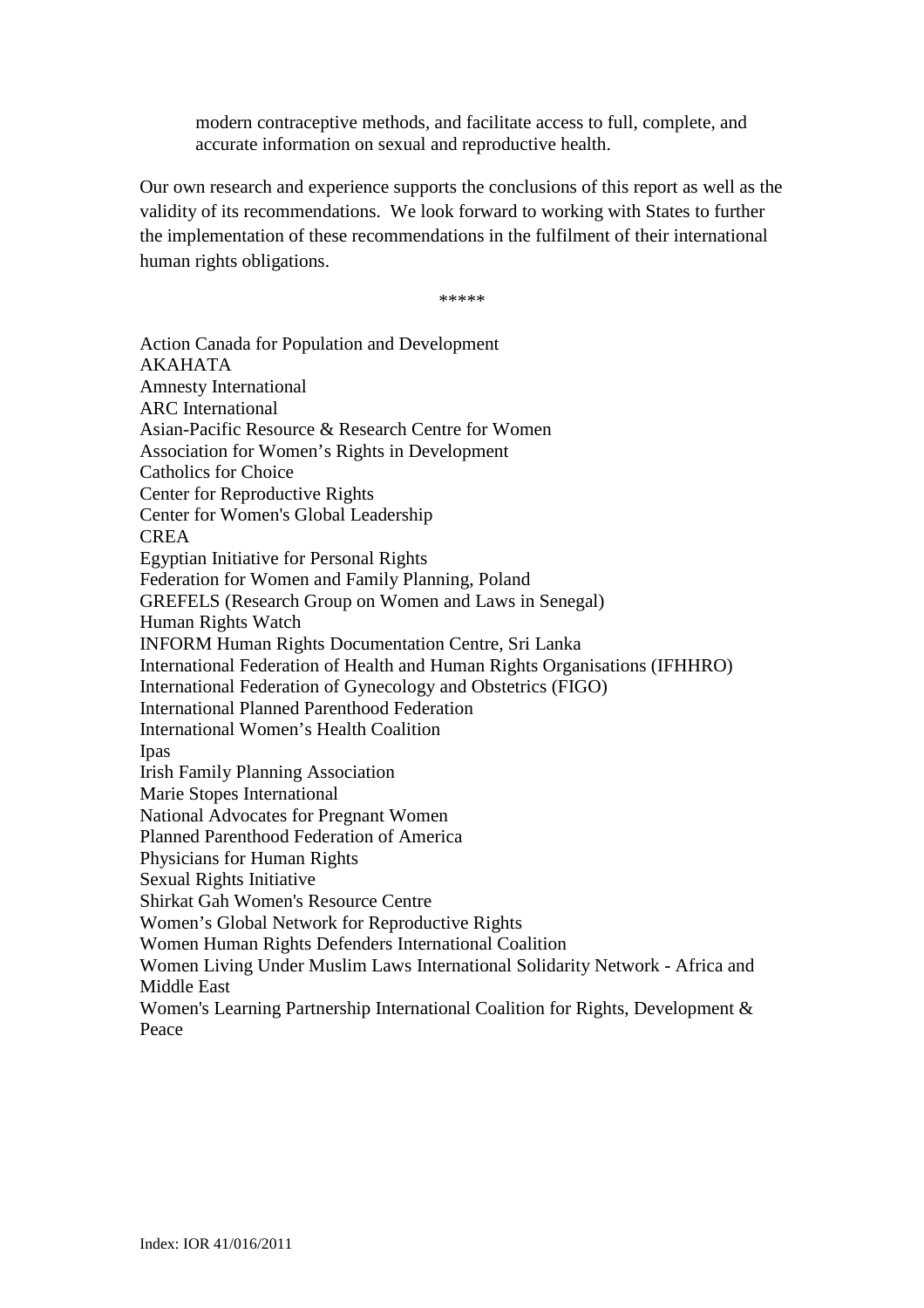modern contraceptive methods, and facilitate access to full, complete, and accurate information on sexual and reproductive health.

Our own research and experience supports the conclusions of this report as well as the validity of its recommendations. We look forward to working with States to further the implementation of these recommendations in the fulfilment of their international human rights obligations.

*****

Action Canada for Population and Development
AKAHATA
Amnesty International
ARC International
Asian-Pacific Resource & Research Centre for Women
Association for Women's Rights in Development
Catholics for Choice
Center for Reproductive Rights
Center for Women's Global Leadership
CREA
Egyptian Initiative for Personal Rights
Federation for Women and Family Planning, Poland
GREFELS (Research Group on Women and Laws in Senegal)
Human Rights Watch
INFORM Human Rights Documentation Centre, Sri Lanka
International Federation of Health and Human Rights Organisations (IFHHRO)
International Federation of Gynecology and Obstetrics (FIGO)
International Planned Parenthood Federation
International Women's Health Coalition
Ipas
Irish Family Planning Association
Marie Stopes International
National Advocates for Pregnant Women
Planned Parenthood Federation of America
Physicians for Human Rights
Sexual Rights Initiative
Shirkat Gah Women's Resource Centre
Women's Global Network for Reproductive Rights
Women Human Rights Defenders International Coalition
Women Living Under Muslim Laws International Solidarity Network - Africa and Middle East
Women's Learning Partnership International Coalition for Rights, Development & Peace

Index: IOR 41/016/2011